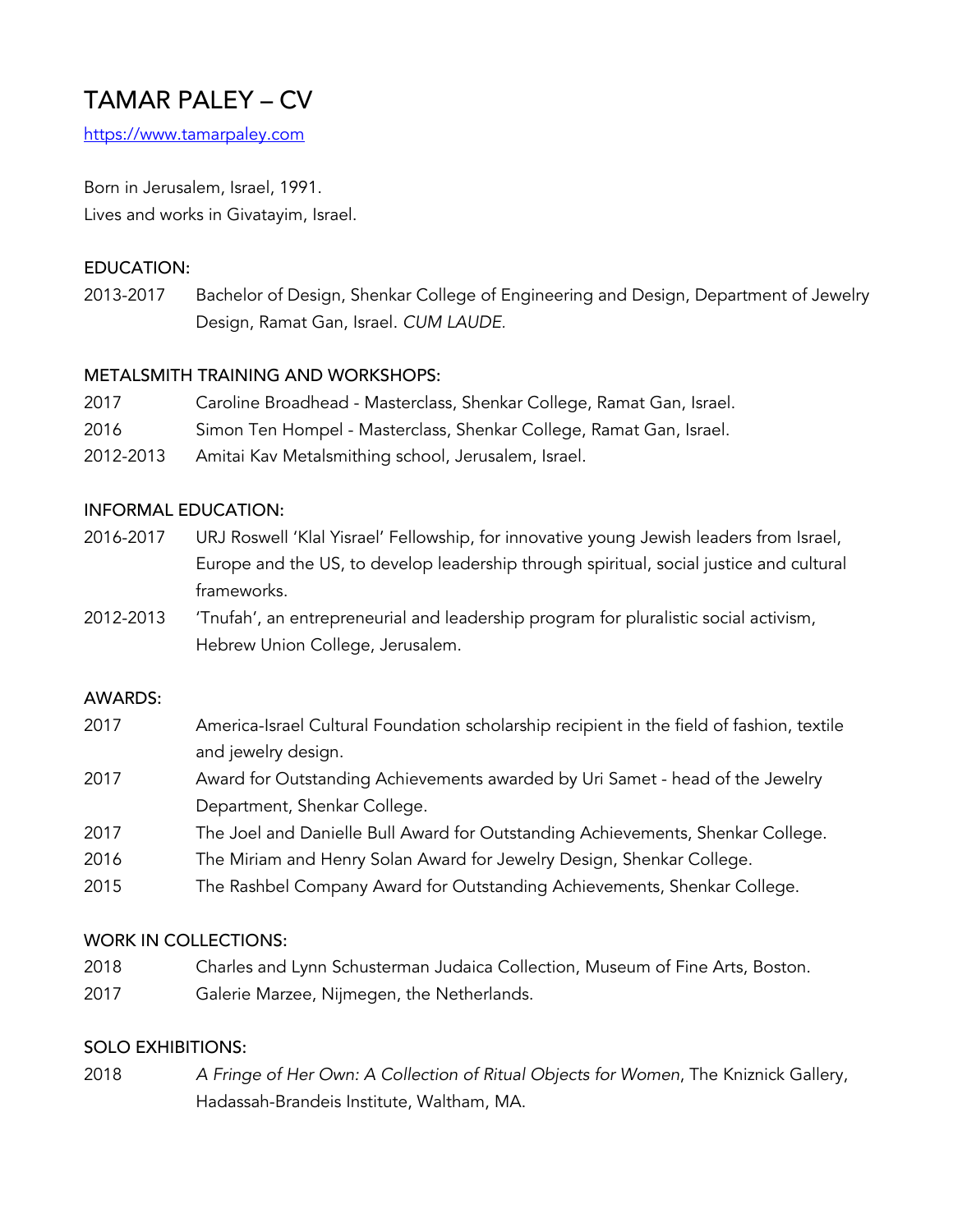# TAMAR PALEY – CV

https://www.tamarpaley.com

Born in Jerusalem, Israel, 1991.
Lives and works in Givatayim, Israel.

## EDUCATION:

2013-2017 Bachelor of Design, Shenkar College of Engineering and Design, Department of Jewelry Design, Ramat Gan, Israel. *CUM LAUDE.*

## METALSMITH TRAINING AND WORKSHOPS:

2017 Caroline Broadhead - Masterclass, Shenkar College, Ramat Gan, Israel.

2016 Simon Ten Hompel - Masterclass, Shenkar College, Ramat Gan, Israel.

2012-2013 Amitai Kav Metalsmithing school, Jerusalem, Israel.

## INFORMAL EDUCATION:

2016-2017 URJ Roswell 'Klal Yisrael' Fellowship, for innovative young Jewish leaders from Israel, Europe and the US, to develop leadership through spiritual, social justice and cultural frameworks.

2012-2013 'Tnufah', an entrepreneurial and leadership program for pluralistic social activism, Hebrew Union College, Jerusalem.

## AWARDS:

2017 America-Israel Cultural Foundation scholarship recipient in the field of fashion, textile and jewelry design.

2017 Award for Outstanding Achievements awarded by Uri Samet - head of the Jewelry Department, Shenkar College.

2017 The Joel and Danielle Bull Award for Outstanding Achievements, Shenkar College.

2016 The Miriam and Henry Solan Award for Jewelry Design, Shenkar College.

2015 The Rashbel Company Award for Outstanding Achievements, Shenkar College.

## WORK IN COLLECTIONS:

2018 Charles and Lynn Schusterman Judaica Collection, Museum of Fine Arts, Boston.

2017 Galerie Marzee, Nijmegen, the Netherlands.

## SOLO EXHIBITIONS:

2018 *A Fringe of Her Own: A Collection of Ritual Objects for Women*, The Kniznick Gallery, Hadassah-Brandeis Institute, Waltham, MA.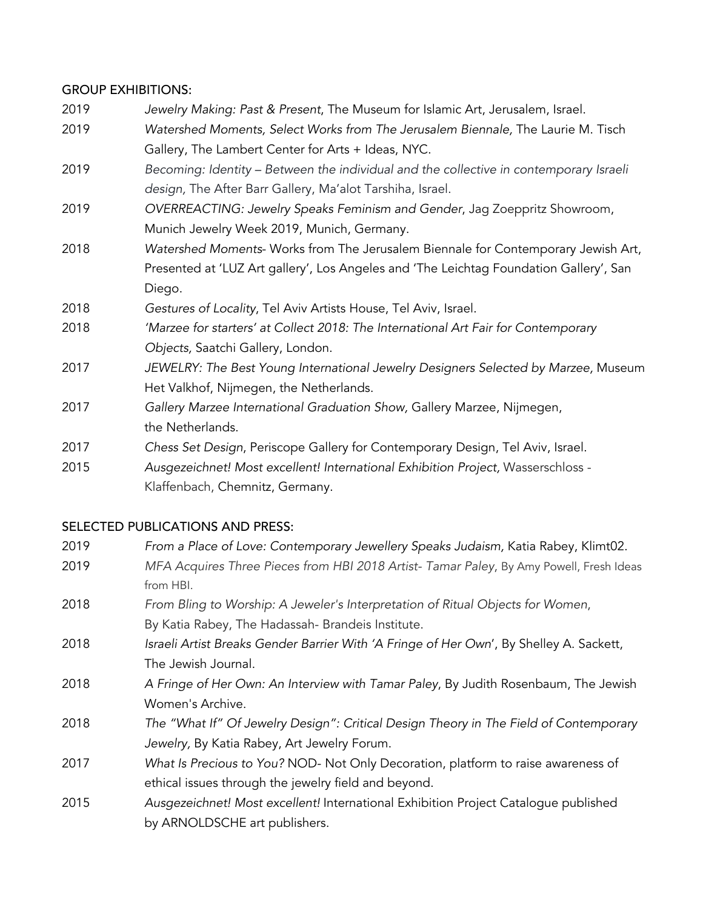## GROUP EXHIBITIONS:

2019 *Jewelry Making: Past & Present*, The Museum for Islamic Art, Jerusalem, Israel.

2019 *Watershed Moments, Select Works from The Jerusalem Biennale,* The Laurie M. Tisch Gallery, The Lambert Center for Arts + Ideas, NYC.

2019 *Becoming: Identity – Between the individual and the collective in contemporary Israeli design,* The After Barr Gallery, Ma'alot Tarshiha, Israel.

2019 *OVERREACTING: Jewelry Speaks Feminism and Gender*, Jag Zoeppritz Showroom, Munich Jewelry Week 2019, Munich, Germany.

2018 *Watershed Moments*- Works from The Jerusalem Biennale for Contemporary Jewish Art, Presented at 'LUZ Art gallery', Los Angeles and 'The Leichtag Foundation Gallery', San Diego.

2018 *Gestures of Locality*, Tel Aviv Artists House, Tel Aviv, Israel.

2018 *'Marzee for starters' at Collect 2018: The International Art Fair for Contemporary Objects,* Saatchi Gallery, London.

2017 *JEWELRY: The Best Young International Jewelry Designers Selected by Marzee,* Museum Het Valkhof, Nijmegen, the Netherlands.

2017 *Gallery Marzee International Graduation Show,* Gallery Marzee, Nijmegen, the Netherlands.

2017 *Chess Set Design*, Periscope Gallery for Contemporary Design, Tel Aviv, Israel.

2015 *Ausgezeichnet! Most excellent! International Exhibition Project,* Wasserschloss - Klaffenbach, Chemnitz, Germany.

## SELECTED PUBLICATIONS AND PRESS:

2019 *From a Place of Love: Contemporary Jewellery Speaks Judaism,* Katia Rabey, Klimt02.

2019 *MFA Acquires Three Pieces from HBI 2018 Artist- Tamar Paley*, By Amy Powell, Fresh Ideas from HBI.

2018 *From Bling to Worship: A Jeweler's Interpretation of Ritual Objects for Women*, By Katia Rabey, The Hadassah- Brandeis Institute.

2018 *Israeli Artist Breaks Gender Barrier With 'A Fringe of Her Own*', By Shelley A. Sackett, The Jewish Journal.

2018 *A Fringe of Her Own: An Interview with Tamar Paley*, By Judith Rosenbaum, The Jewish Women's Archive.

2018 *The "What If" Of Jewelry Design": Critical Design Theory in The Field of Contemporary Jewelry,* By Katia Rabey, Art Jewelry Forum.

2017 *What Is Precious to You?* NOD- Not Only Decoration, platform to raise awareness of ethical issues through the jewelry field and beyond.

2015 *Ausgezeichnet! Most excellent!* International Exhibition Project Catalogue published by ARNOLDSCHE art publishers.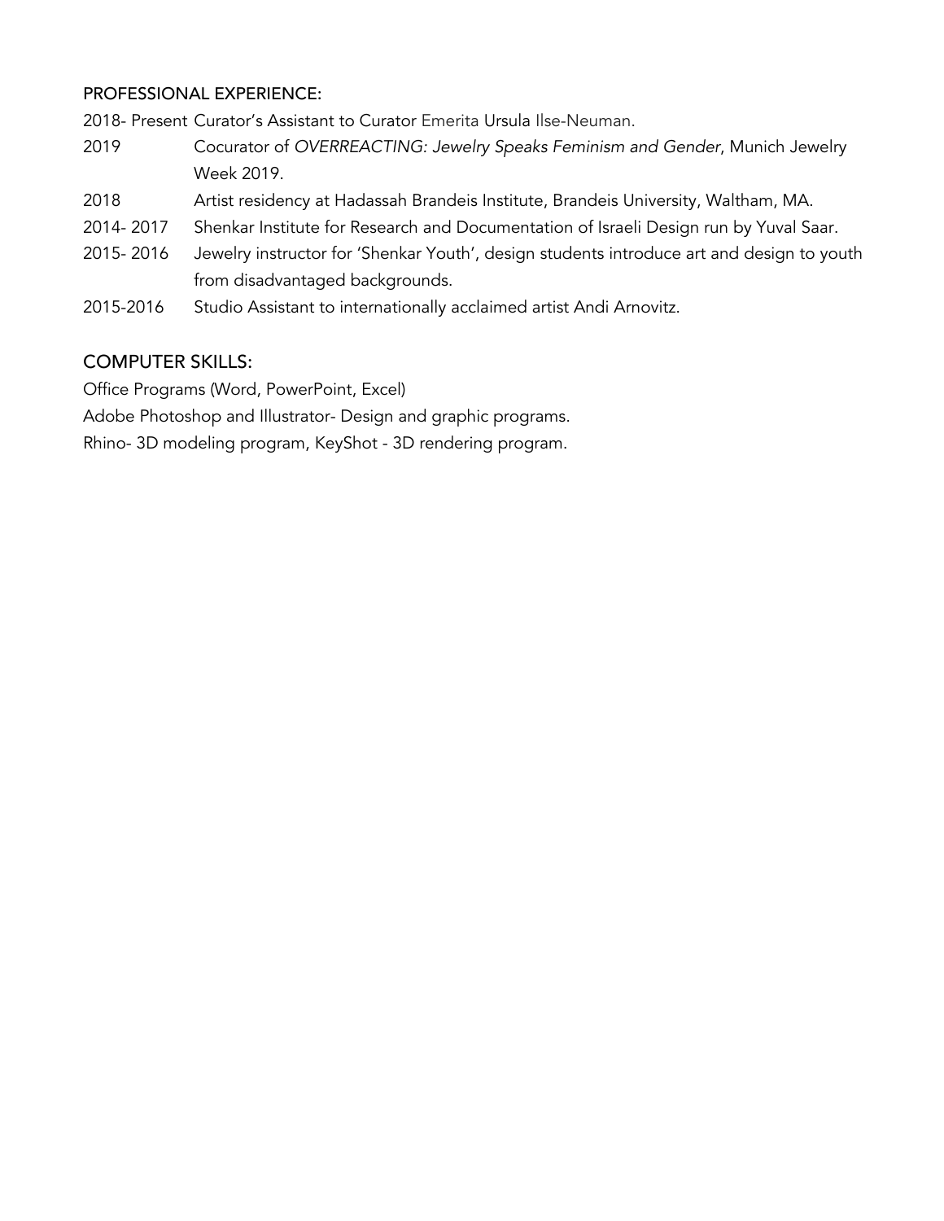## PROFESSIONAL EXPERIENCE:

| | |
|---|---|
| 2018- Present | Curator's Assistant to Curator Emerita Ursula Ilse-Neuman. |
| 2019 | Cocurator of *OVERREACTING: Jewelry Speaks Feminism and Gender*, Munich Jewelry Week 2019. |
| 2018 | Artist residency at Hadassah Brandeis Institute, Brandeis University, Waltham, MA. |
| 2014- 2017 | Shenkar Institute for Research and Documentation of Israeli Design run by Yuval Saar. |
| 2015- 2016 | Jewelry instructor for 'Shenkar Youth', design students introduce art and design to youth from disadvantaged backgrounds. |
| 2015-2016 | Studio Assistant to internationally acclaimed artist Andi Arnovitz. |

## COMPUTER SKILLS:

Office Programs (Word, PowerPoint, Excel)

Adobe Photoshop and Illustrator- Design and graphic programs.

Rhino- 3D modeling program, KeyShot - 3D rendering program.